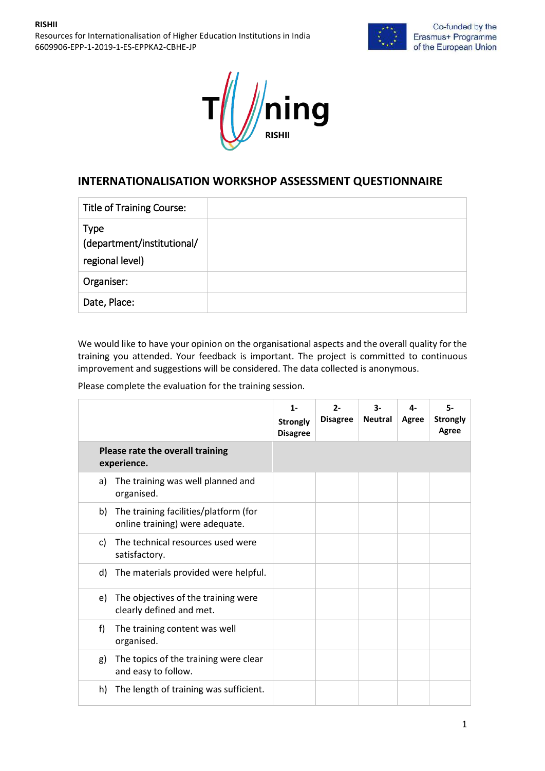# INTERNATIONALISATION WORKSHOP ASSESSMENT QUESTIONNAIRE

| Title of Training Course: | |
|---|---|
| Type (department/institutional/ regional level) | |
| Organiser: | |
| Date, Place: | |

We would like to have your opinion on the organisational aspects and the overall quality for the training you attended. Your feedback is important. The project is committed to continuous improvement and suggestions will be considered. The data collected is anonymous.

Please complete the evaluation for the training session.

| | 1- Strongly Disagree | 2- Disagree | 3- Neutral | 4- Agree | 5- Strongly Agree |
|---|---|---|---|---|---|
| **Please rate the overall training experience.** | | | | | |
| a) The training was well planned and organised. | | | | | |
| b) The training facilities/platform (for online training) were adequate. | | | | | |
| c) The technical resources used were satisfactory. | | | | | |
| d) The materials provided were helpful. | | | | | |
| e) The objectives of the training were clearly defined and met. | | | | | |
| f) The training content was well organised. | | | | | |
| g) The topics of the training were clear and easy to follow. | | | | | |
| h) The length of training was sufficient. | | | | | |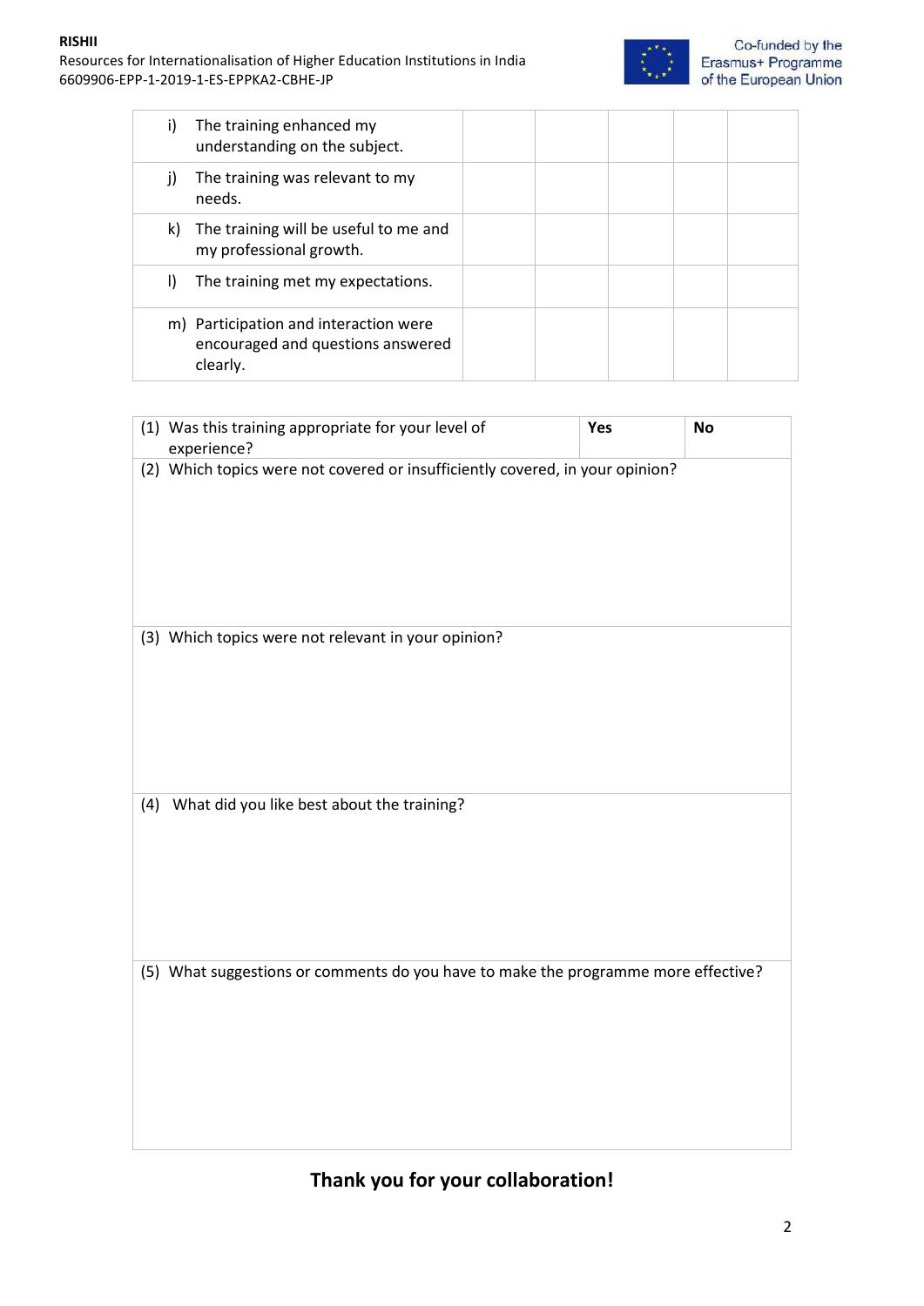| | | | | | |
|---|---|---|---|---|---|
| i) The training enhanced my understanding on the subject. | | | | | |
| j) The training was relevant to my needs. | | | | | |
| k) The training will be useful to me and my professional growth. | | | | | |
| l) The training met my expectations. | | | | | |
| m) Participation and interaction were encouraged and questions answered clearly. | | | | | |

| | | |
|---|---|---|
| (1) Was this training appropriate for your level of experience? | **Yes** | **No** |

(2) Which topics were not covered or insufficiently covered, in your opinion?

(3) Which topics were not relevant in your opinion?

(4) What did you like best about the training?

(5) What suggestions or comments do you have to make the programme more effective?

**Thank you for your collaboration!**